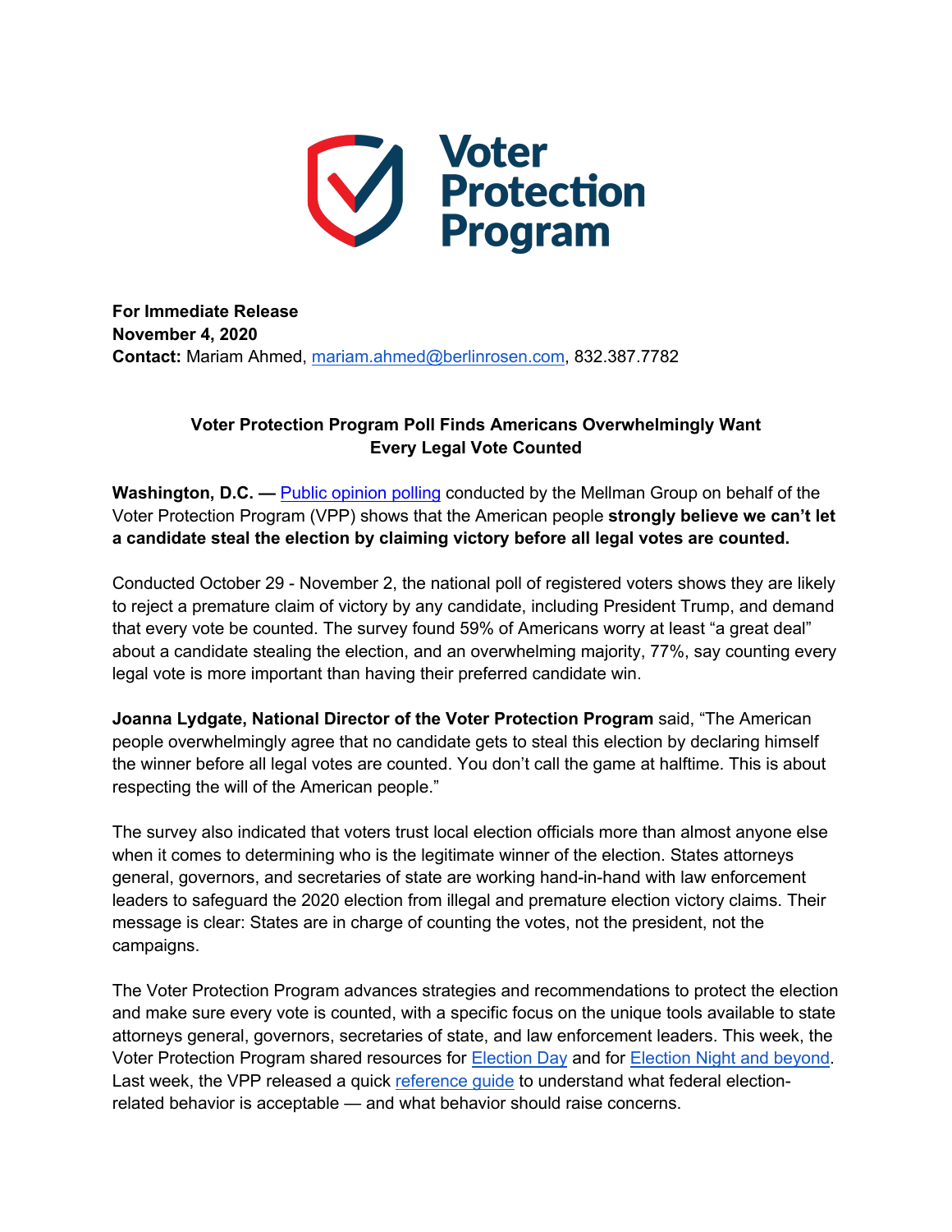# Voter Protection Program

**For Immediate Release**
**November 4, 2020**
**Contact:** Mariam Ahmed, [mariam.ahmed@berlinrosen.com](mailto:mariam.ahmed@berlinrosen.com), 832.387.7782

**Voter Protection Program Poll Finds Americans Overwhelmingly Want Every Legal Vote Counted**

**Washington, D.C. —** [Public opinion polling]() conducted by the Mellman Group on behalf of the Voter Protection Program (VPP) shows that the American people **strongly believe we can't let a candidate steal the election by claiming victory before all legal votes are counted.**

Conducted October 29 - November 2, the national poll of registered voters shows they are likely to reject a premature claim of victory by any candidate, including President Trump, and demand that every vote be counted. The survey found 59% of Americans worry at least "a great deal" about a candidate stealing the election, and an overwhelming majority, 77%, say counting every legal vote is more important than having their preferred candidate win.

**Joanna Lydgate, National Director of the Voter Protection Program** said, "The American people overwhelmingly agree that no candidate gets to steal this election by declaring himself the winner before all legal votes are counted. You don't call the game at halftime. This is about respecting the will of the American people."

The survey also indicated that voters trust local election officials more than almost anyone else when it comes to determining who is the legitimate winner of the election. States attorneys general, governors, and secretaries of state are working hand-in-hand with law enforcement leaders to safeguard the 2020 election from illegal and premature election victory claims. Their message is clear: States are in charge of counting the votes, not the president, not the campaigns.

The Voter Protection Program advances strategies and recommendations to protect the election and make sure every vote is counted, with a specific focus on the unique tools available to state attorneys general, governors, secretaries of state, and law enforcement leaders. This week, the Voter Protection Program shared resources for [Election Day]() and for [Election Night and beyond](). Last week, the VPP released a quick [reference guide]() to understand what federal election-related behavior is acceptable — and what behavior should raise concerns.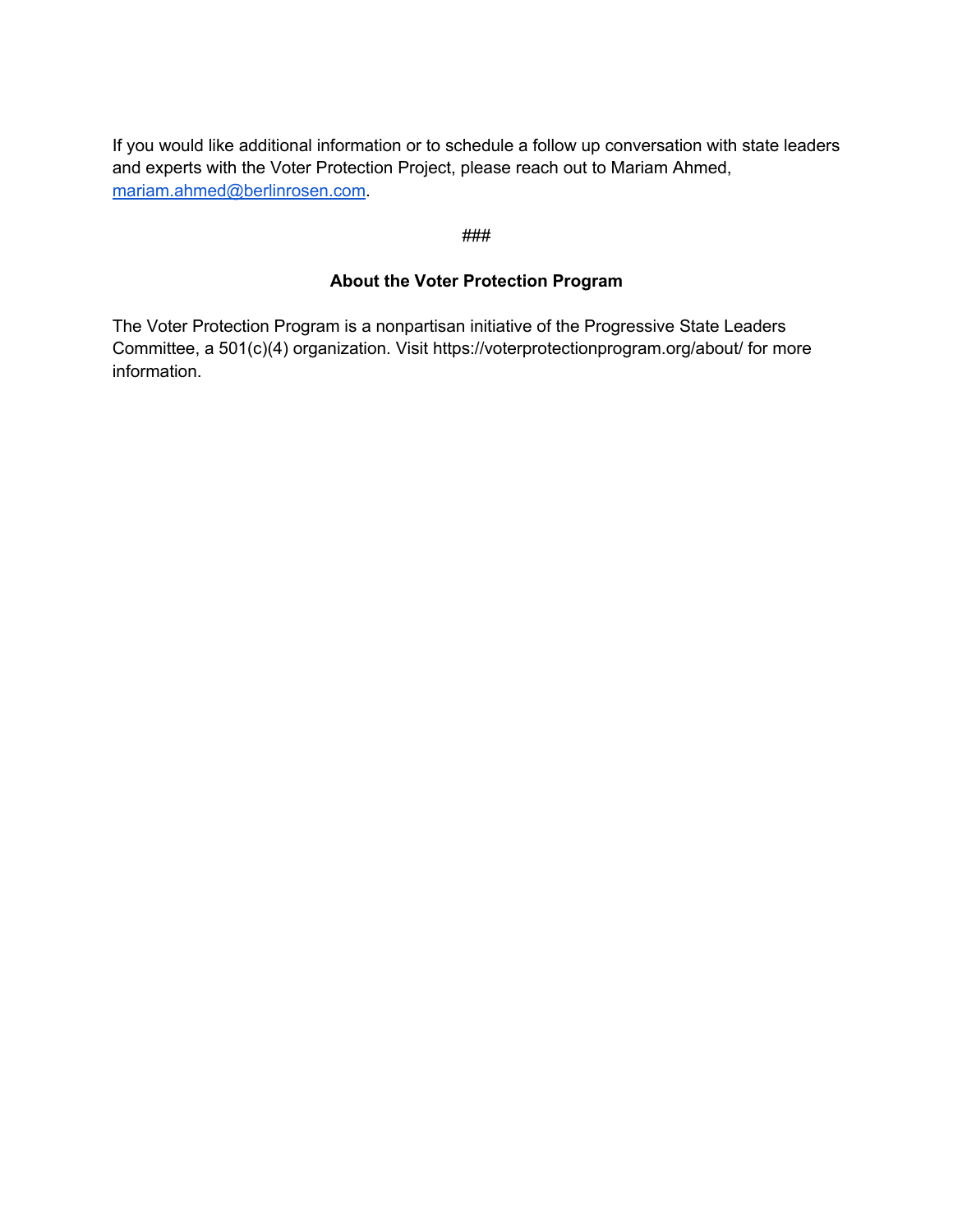If you would like additional information or to schedule a follow up conversation with state leaders and experts with the Voter Protection Project, please reach out to Mariam Ahmed, [mariam.ahmed@berlinrosen.com](mailto:mariam.ahmed@berlinrosen.com).

###

**About the Voter Protection Program**

The Voter Protection Program is a nonpartisan initiative of the Progressive State Leaders Committee, a 501(c)(4) organization. Visit https://voterprotectionprogram.org/about/ for more information.